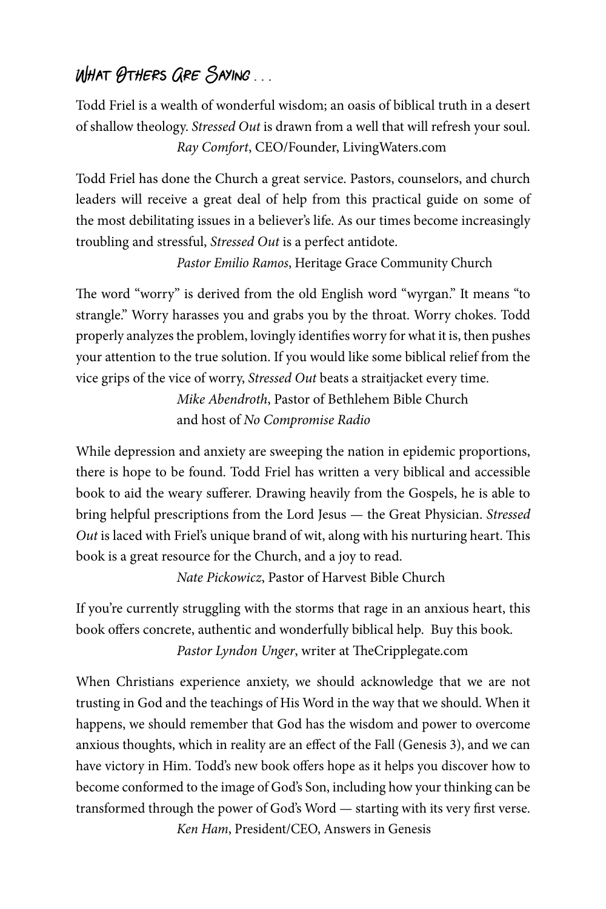## What Others Are Saying . . .

Todd Friel is a wealth of wonderful wisdom; an oasis of biblical truth in a desert of shallow theology. *Stressed Out* is drawn from a well that will refresh your soul.

*Ray Comfort*, CEO/Founder, LivingWaters.com

Todd Friel has done the Church a great service. Pastors, counselors, and church leaders will receive a great deal of help from this practical guide on some of the most debilitating issues in a believer's life. As our times become increasingly troubling and stressful, *Stressed Out* is a perfect antidote.

*Pastor Emilio Ramos*, Heritage Grace Community Church

The word "worry" is derived from the old English word "wyrgan." It means "to strangle." Worry harasses you and grabs you by the throat. Worry chokes. Todd properly analyzes the problem, lovingly identifies worry for what it is, then pushes your attention to the true solution. If you would like some biblical relief from the vice grips of the vice of worry, *Stressed Out* beats a straitjacket every time.

*Mike Abendroth*, Pastor of Bethlehem Bible Church
and host of *No Compromise Radio*

While depression and anxiety are sweeping the nation in epidemic proportions, there is hope to be found. Todd Friel has written a very biblical and accessible book to aid the weary sufferer. Drawing heavily from the Gospels, he is able to bring helpful prescriptions from the Lord Jesus — the Great Physician. *Stressed Out* is laced with Friel's unique brand of wit, along with his nurturing heart. This book is a great resource for the Church, and a joy to read.

*Nate Pickowicz*, Pastor of Harvest Bible Church

If you're currently struggling with the storms that rage in an anxious heart, this book offers concrete, authentic and wonderfully biblical help. Buy this book.

*Pastor Lyndon Unger*, writer at TheCripplegate.com

When Christians experience anxiety, we should acknowledge that we are not trusting in God and the teachings of His Word in the way that we should. When it happens, we should remember that God has the wisdom and power to overcome anxious thoughts, which in reality are an effect of the Fall (Genesis 3), and we can have victory in Him. Todd's new book offers hope as it helps you discover how to become conformed to the image of God's Son, including how your thinking can be transformed through the power of God's Word — starting with its very first verse.

*Ken Ham*, President/CEO, Answers in Genesis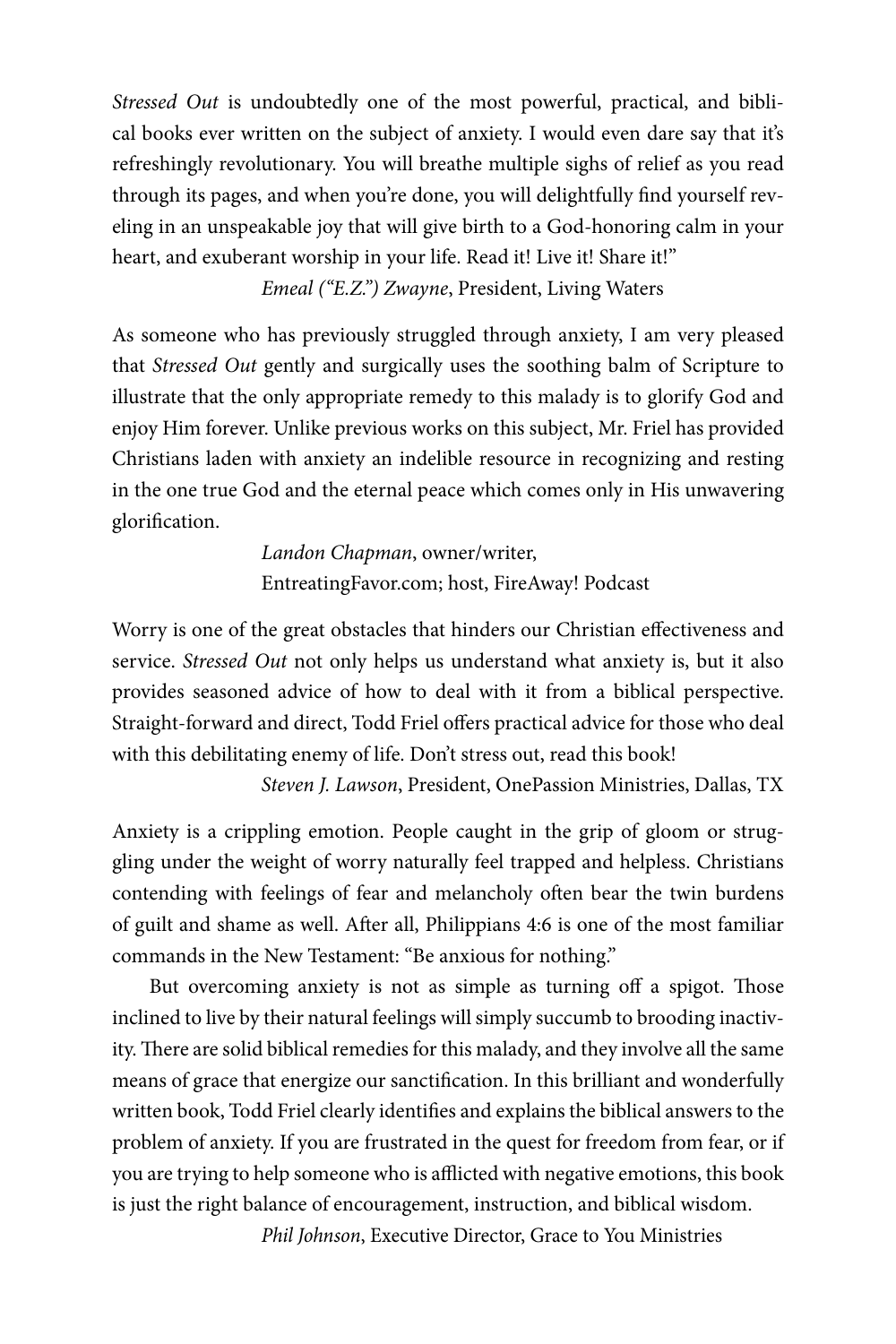*Stressed Out* is undoubtedly one of the most powerful, practical, and biblical books ever written on the subject of anxiety. I would even dare say that it's refreshingly revolutionary. You will breathe multiple sighs of relief as you read through its pages, and when you're done, you will delightfully find yourself reveling in an unspeakable joy that will give birth to a God-honoring calm in your heart, and exuberant worship in your life. Read it! Live it! Share it!"

*Emeal ("E.Z.") Zwayne*, President, Living Waters

As someone who has previously struggled through anxiety, I am very pleased that *Stressed Out* gently and surgically uses the soothing balm of Scripture to illustrate that the only appropriate remedy to this malady is to glorify God and enjoy Him forever. Unlike previous works on this subject, Mr. Friel has provided Christians laden with anxiety an indelible resource in recognizing and resting in the one true God and the eternal peace which comes only in His unwavering glorification.

*Landon Chapman*, owner/writer,
EntreatingFavor.com; host, FireAway! Podcast

Worry is one of the great obstacles that hinders our Christian effectiveness and service. *Stressed Out* not only helps us understand what anxiety is, but it also provides seasoned advice of how to deal with it from a biblical perspective. Straight-forward and direct, Todd Friel offers practical advice for those who deal with this debilitating enemy of life. Don't stress out, read this book!

*Steven J. Lawson*, President, OnePassion Ministries, Dallas, TX

Anxiety is a crippling emotion. People caught in the grip of gloom or struggling under the weight of worry naturally feel trapped and helpless. Christians contending with feelings of fear and melancholy often bear the twin burdens of guilt and shame as well. After all, Philippians 4:6 is one of the most familiar commands in the New Testament: "Be anxious for nothing."

But overcoming anxiety is not as simple as turning off a spigot. Those inclined to live by their natural feelings will simply succumb to brooding inactivity. There are solid biblical remedies for this malady, and they involve all the same means of grace that energize our sanctification. In this brilliant and wonderfully written book, Todd Friel clearly identifies and explains the biblical answers to the problem of anxiety. If you are frustrated in the quest for freedom from fear, or if you are trying to help someone who is afflicted with negative emotions, this book is just the right balance of encouragement, instruction, and biblical wisdom.

*Phil Johnson*, Executive Director, Grace to You Ministries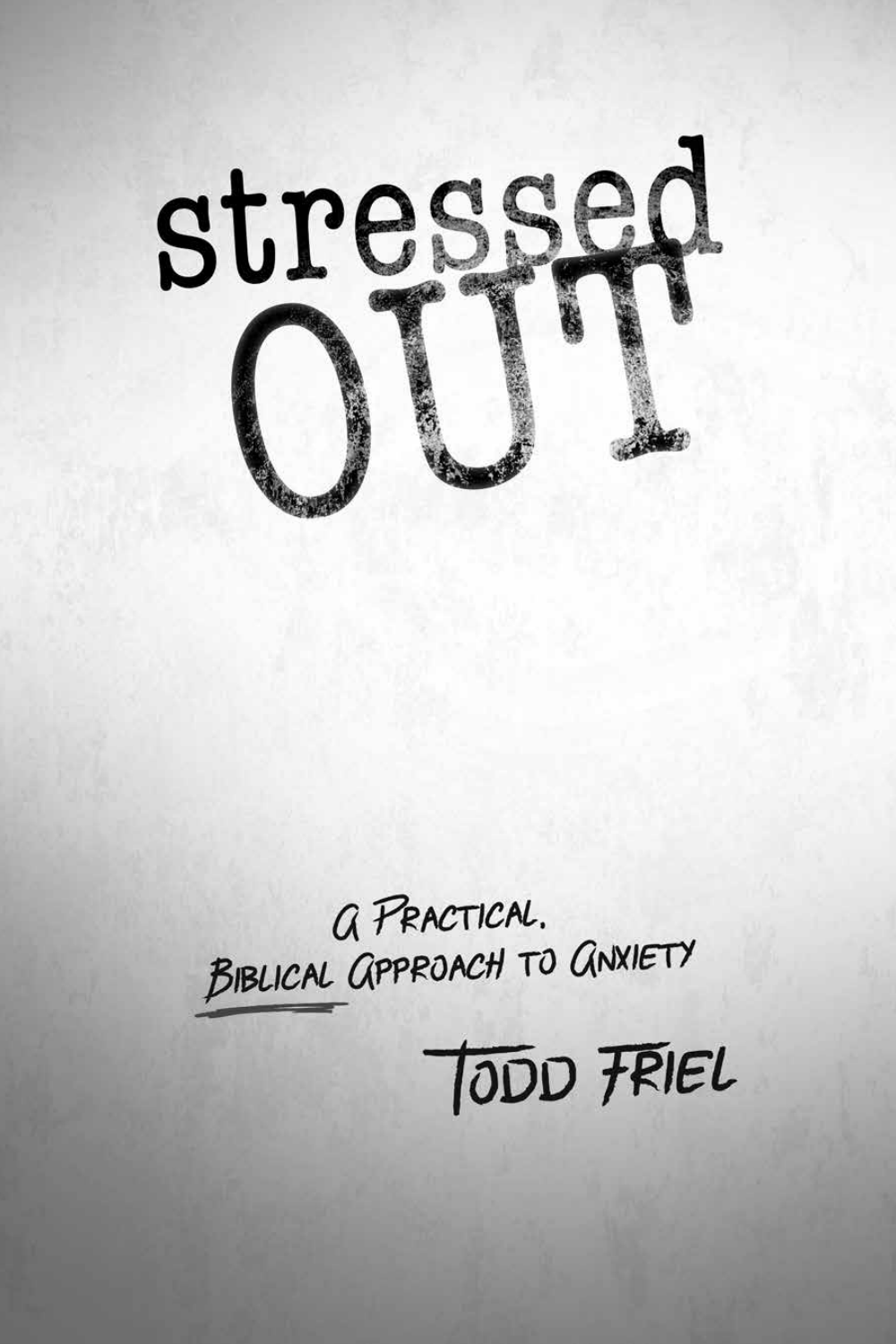# stressed OUT

A Practical, Biblical Approach to Anxiety

Todd Friel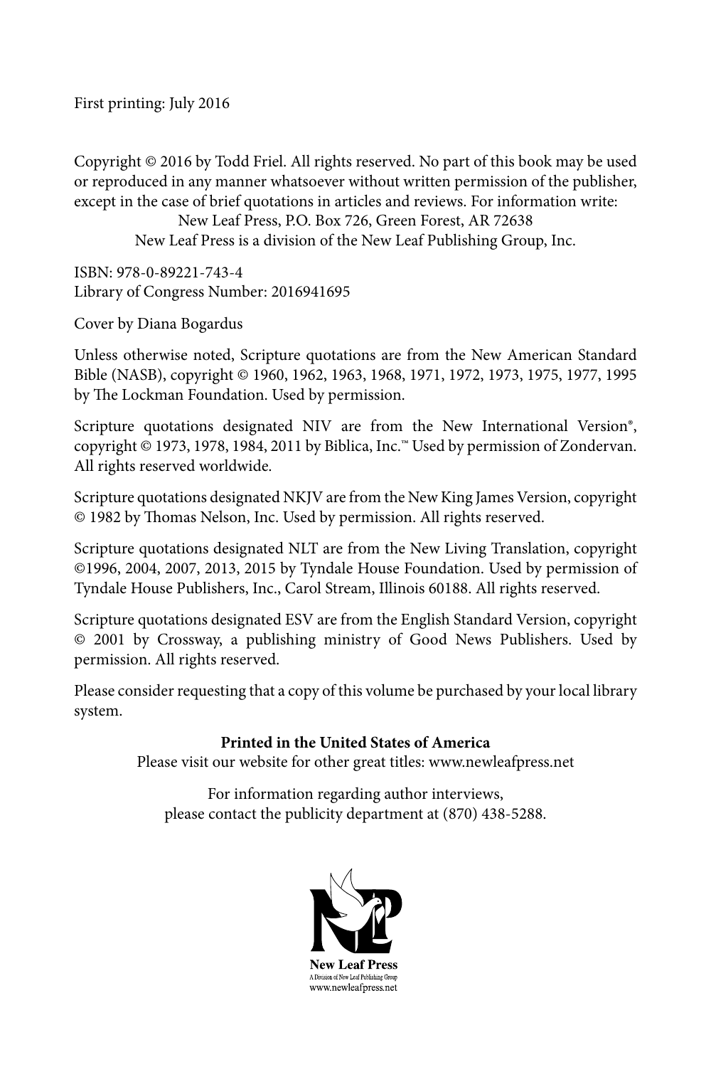First printing: July 2016

Copyright © 2016 by Todd Friel. All rights reserved. No part of this book may be used or reproduced in any manner whatsoever without written permission of the publisher, except in the case of brief quotations in articles and reviews. For information write:

New Leaf Press, P.O. Box 726, Green Forest, AR 72638
New Leaf Press is a division of the New Leaf Publishing Group, Inc.

ISBN: 978-0-89221-743-4
Library of Congress Number: 2016941695

Cover by Diana Bogardus

Unless otherwise noted, Scripture quotations are from the New American Standard Bible (NASB), copyright © 1960, 1962, 1963, 1968, 1971, 1972, 1973, 1975, 1977, 1995 by The Lockman Foundation. Used by permission.

Scripture quotations designated NIV are from the New International Version®, copyright © 1973, 1978, 1984, 2011 by Biblica, Inc.™ Used by permission of Zondervan. All rights reserved worldwide.

Scripture quotations designated NKJV are from the New King James Version, copyright © 1982 by Thomas Nelson, Inc. Used by permission. All rights reserved.

Scripture quotations designated NLT are from the New Living Translation, copyright ©1996, 2004, 2007, 2013, 2015 by Tyndale House Foundation. Used by permission of Tyndale House Publishers, Inc., Carol Stream, Illinois 60188. All rights reserved.

Scripture quotations designated ESV are from the English Standard Version, copyright © 2001 by Crossway, a publishing ministry of Good News Publishers. Used by permission. All rights reserved.

Please consider requesting that a copy of this volume be purchased by your local library system.

**Printed in the United States of America**

Please visit our website for other great titles: www.newleafpress.net

For information regarding author interviews, please contact the publicity department at (870) 438-5288.

**New Leaf Press**
A Division of New Leaf Publishing Group
www.newleafpress.net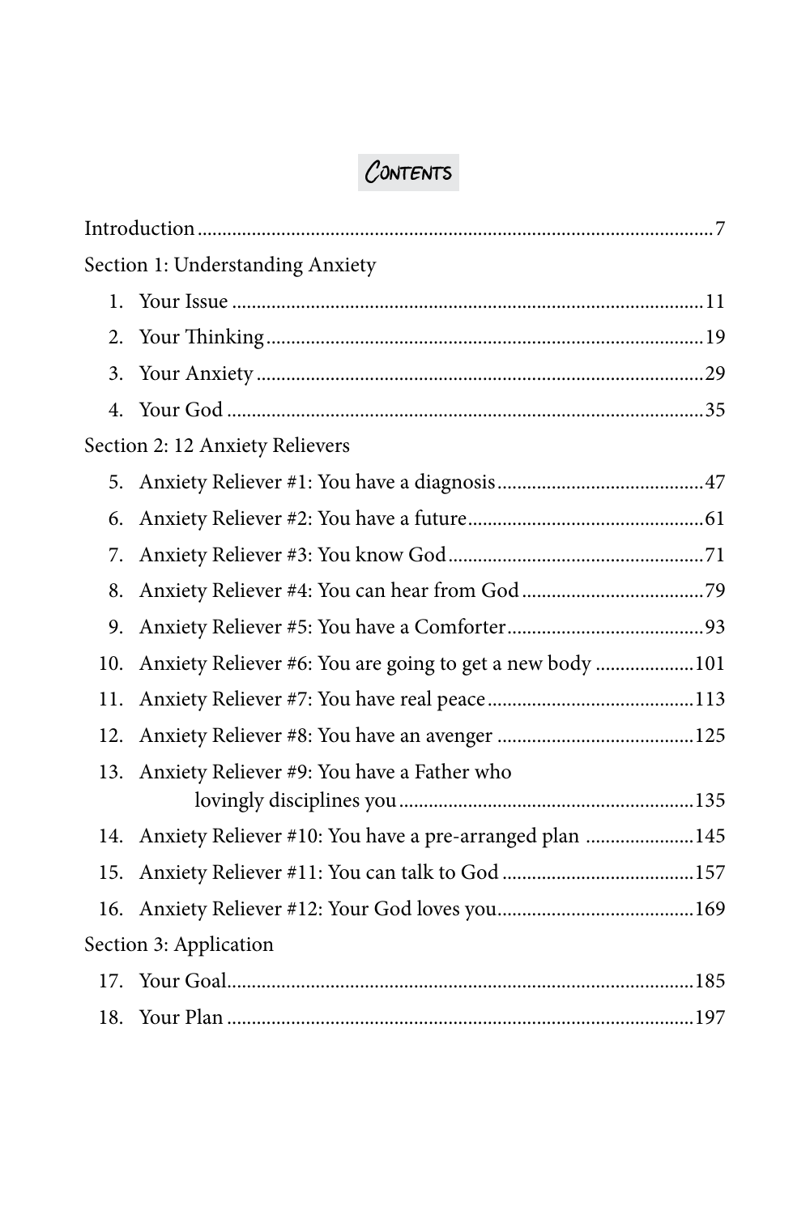# Contents

Introduction ........................................................................................................7

Section 1: Understanding Anxiety

1. Your Issue ...............................................................................................11
2. Your Thinking ........................................................................................19
3. Your Anxiety ..........................................................................................29
4. Your God ................................................................................................35

Section 2: 12 Anxiety Relievers

5. Anxiety Reliever #1: You have a diagnosis ..........................................47
6. Anxiety Reliever #2: You have a future ...............................................61
7. Anxiety Reliever #3: You know God ....................................................71
8. Anxiety Reliever #4: You can hear from God .....................................79
9. Anxiety Reliever #5: You have a Comforter ........................................93
10. Anxiety Reliever #6: You are going to get a new body ....................101
11. Anxiety Reliever #7: You have real peace ..........................................113
12. Anxiety Reliever #8: You have an avenger ........................................125
13. Anxiety Reliever #9: You have a Father who lovingly disciplines you ............................................................135
14. Anxiety Reliever #10: You have a pre-arranged plan ......................145
15. Anxiety Reliever #11: You can talk to God .......................................157
16. Anxiety Reliever #12: Your God loves you........................................169

Section 3: Application

17. Your Goal..............................................................................................185
18. Your Plan ..............................................................................................197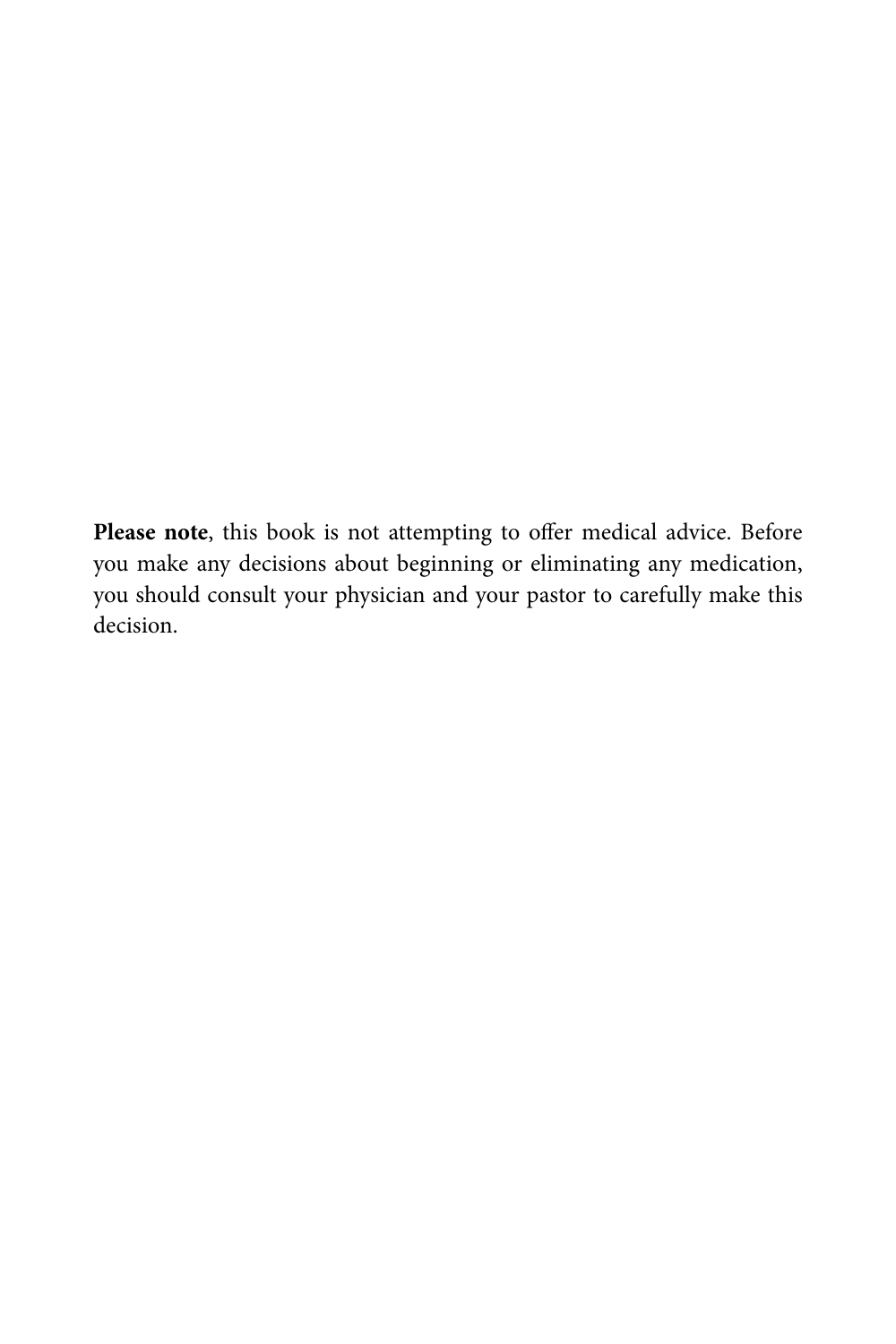**Please note**, this book is not attempting to offer medical advice. Before you make any decisions about beginning or eliminating any medication, you should consult your physician and your pastor to carefully make this decision.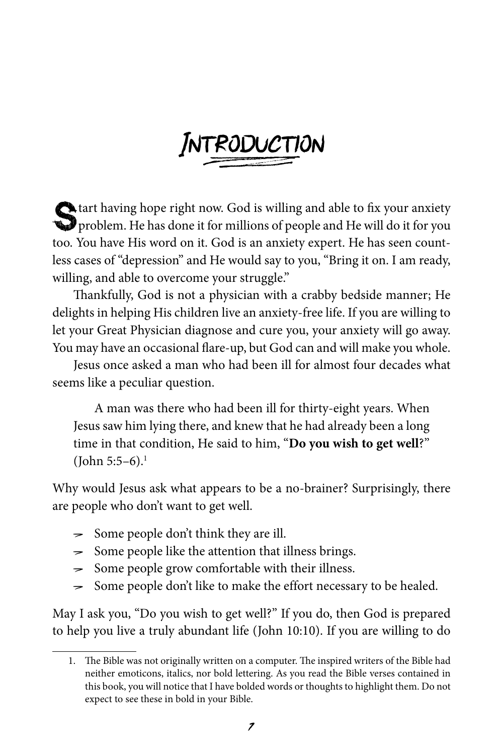# Introduction

Start having hope right now. God is willing and able to fix your anxiety problem. He has done it for millions of people and He will do it for you too. You have His word on it. God is an anxiety expert. He has seen countless cases of "depression" and He would say to you, "Bring it on. I am ready, willing, and able to overcome your struggle."

Thankfully, God is not a physician with a crabby bedside manner; He delights in helping His children live an anxiety-free life. If you are willing to let your Great Physician diagnose and cure you, your anxiety will go away. You may have an occasional flare-up, but God can and will make you whole.

Jesus once asked a man who had been ill for almost four decades what seems like a peculiar question.

> A man was there who had been ill for thirty-eight years. When Jesus saw him lying there, and knew that he had already been a long time in that condition, He said to him, "**Do you wish to get well**?" (John 5:5–6).[1]

Why would Jesus ask what appears to be a no-brainer? Surprisingly, there are people who don't want to get well.

- Some people don't think they are ill.
- Some people like the attention that illness brings.
- Some people grow comfortable with their illness.
- Some people don't like to make the effort necessary to be healed.

May I ask you, "Do you wish to get well?" If you do, then God is prepared to help you live a truly abundant life (John 10:10). If you are willing to do

---

1. The Bible was not originally written on a computer. The inspired writers of the Bible had neither emoticons, italics, nor bold lettering. As you read the Bible verses contained in this book, you will notice that I have bolded words or thoughts to highlight them. Do not expect to see these in bold in your Bible.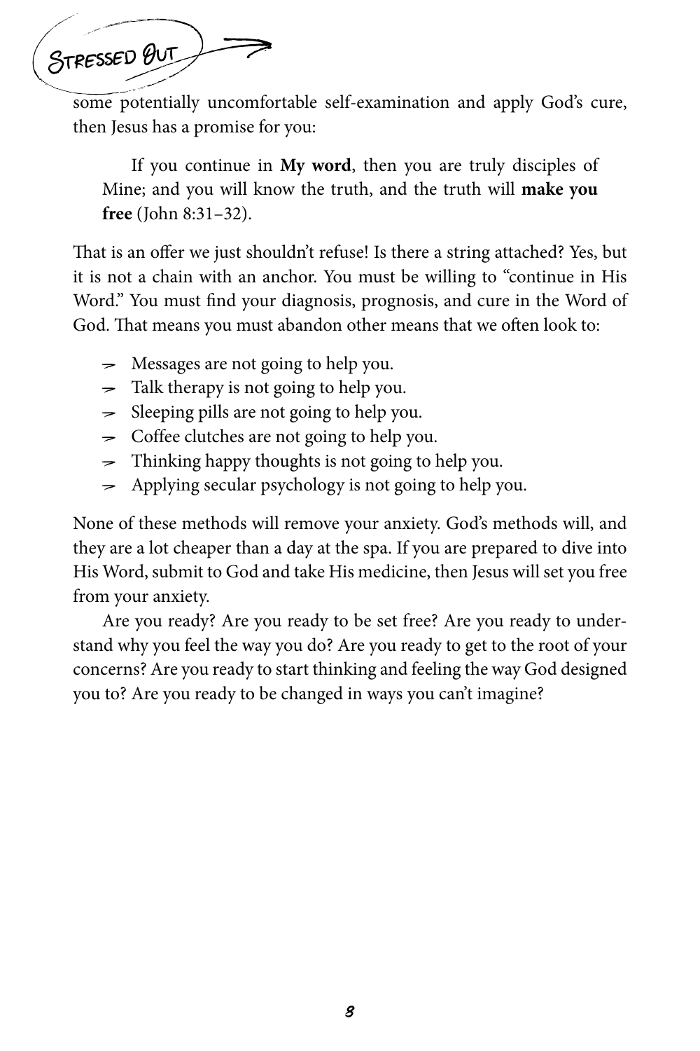some potentially uncomfortable self-examination and apply God's cure, then Jesus has a promise for you:

> If you continue in **My word**, then you are truly disciples of Mine; and you will know the truth, and the truth will **make you free** (John 8:31–32).

That is an offer we just shouldn't refuse! Is there a string attached? Yes, but it is not a chain with an anchor. You must be willing to "continue in His Word." You must find your diagnosis, prognosis, and cure in the Word of God. That means you must abandon other means that we often look to:

- Messages are not going to help you.
- Talk therapy is not going to help you.
- Sleeping pills are not going to help you.
- Coffee clutches are not going to help you.
- Thinking happy thoughts is not going to help you.
- Applying secular psychology is not going to help you.

None of these methods will remove your anxiety. God's methods will, and they are a lot cheaper than a day at the spa. If you are prepared to dive into His Word, submit to God and take His medicine, then Jesus will set you free from your anxiety.

Are you ready? Are you ready to be set free? Are you ready to understand why you feel the way you do? Are you ready to get to the root of your concerns? Are you ready to start thinking and feeling the way God designed you to? Are you ready to be changed in ways you can't imagine?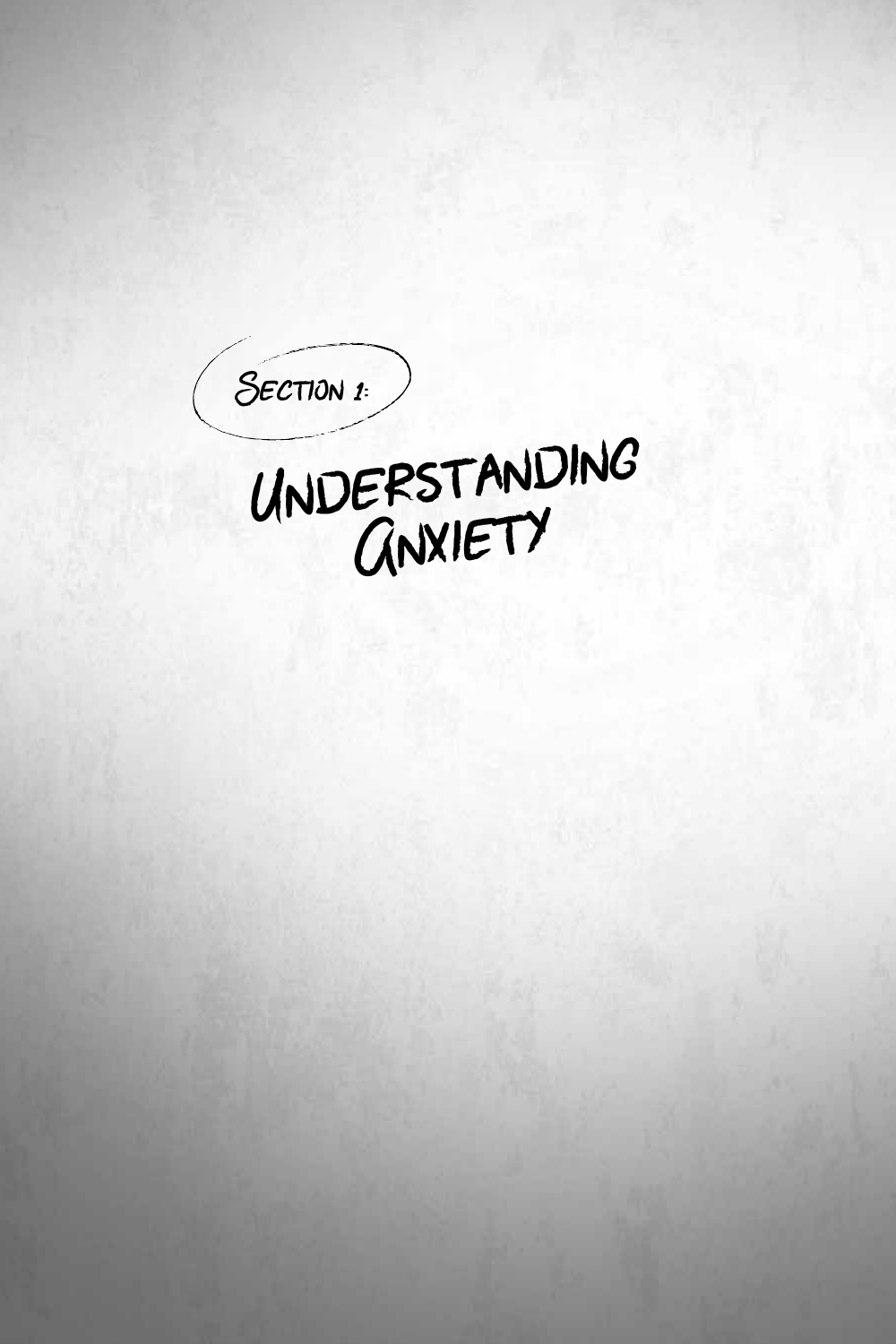## Section 1:

# Understanding Anxiety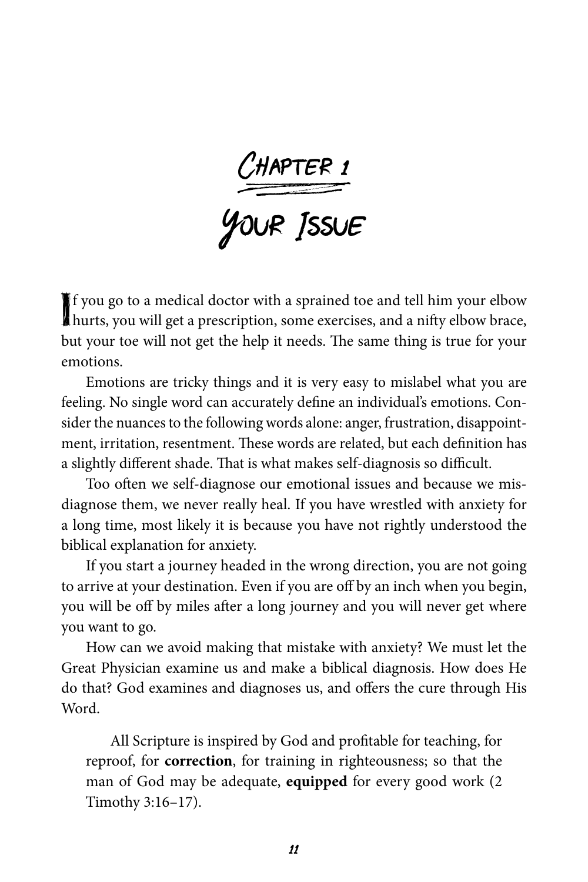# Chapter 1

# Your Issue

If you go to a medical doctor with a sprained toe and tell him your elbow hurts, you will get a prescription, some exercises, and a nifty elbow brace, but your toe will not get the help it needs. The same thing is true for your emotions.

Emotions are tricky things and it is very easy to mislabel what you are feeling. No single word can accurately define an individual's emotions. Consider the nuances to the following words alone: anger, frustration, disappointment, irritation, resentment. These words are related, but each definition has a slightly different shade. That is what makes self-diagnosis so difficult.

Too often we self-diagnose our emotional issues and because we misdiagnose them, we never really heal. If you have wrestled with anxiety for a long time, most likely it is because you have not rightly understood the biblical explanation for anxiety.

If you start a journey headed in the wrong direction, you are not going to arrive at your destination. Even if you are off by an inch when you begin, you will be off by miles after a long journey and you will never get where you want to go.

How can we avoid making that mistake with anxiety? We must let the Great Physician examine us and make a biblical diagnosis. How does He do that? God examines and diagnoses us, and offers the cure through His Word.

> All Scripture is inspired by God and profitable for teaching, for reproof, for **correction**, for training in righteousness; so that the man of God may be adequate, **equipped** for every good work (2 Timothy 3:16–17).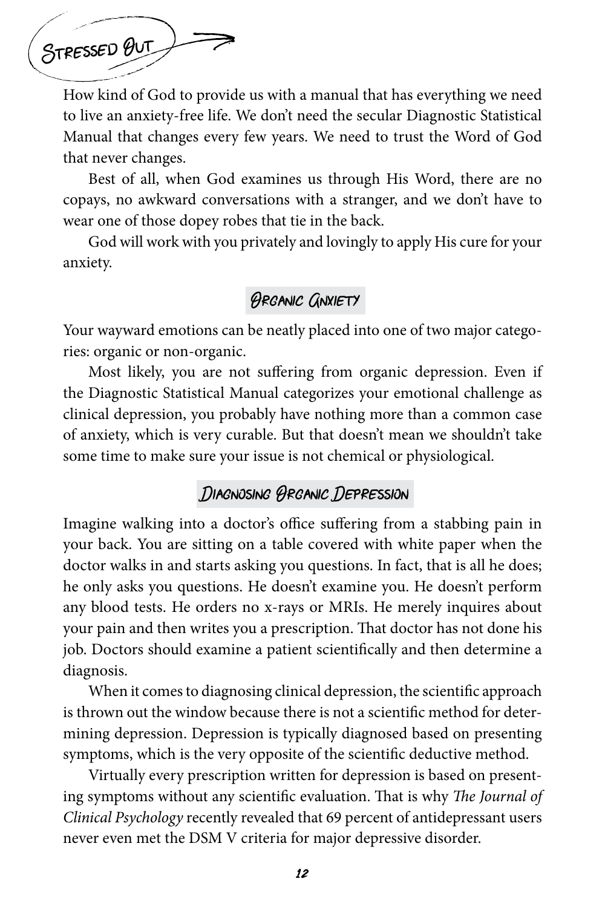How kind of God to provide us with a manual that has everything we need to live an anxiety-free life. We don't need the secular Diagnostic Statistical Manual that changes every few years. We need to trust the Word of God that never changes.

Best of all, when God examines us through His Word, there are no copays, no awkward conversations with a stranger, and we don't have to wear one of those dopey robes that tie in the back.

God will work with you privately and lovingly to apply His cure for your anxiety.

## Organic Anxiety

Your wayward emotions can be neatly placed into one of two major categories: organic or non-organic.

Most likely, you are not suffering from organic depression. Even if the Diagnostic Statistical Manual categorizes your emotional challenge as clinical depression, you probably have nothing more than a common case of anxiety, which is very curable. But that doesn't mean we shouldn't take some time to make sure your issue is not chemical or physiological.

## Diagnosing Organic Depression

Imagine walking into a doctor's office suffering from a stabbing pain in your back. You are sitting on a table covered with white paper when the doctor walks in and starts asking you questions. In fact, that is all he does; he only asks you questions. He doesn't examine you. He doesn't perform any blood tests. He orders no x-rays or MRIs. He merely inquires about your pain and then writes you a prescription. That doctor has not done his job. Doctors should examine a patient scientifically and then determine a diagnosis.

When it comes to diagnosing clinical depression, the scientific approach is thrown out the window because there is not a scientific method for determining depression. Depression is typically diagnosed based on presenting symptoms, which is the very opposite of the scientific deductive method.

Virtually every prescription written for depression is based on presenting symptoms without any scientific evaluation. That is why *The Journal of Clinical Psychology* recently revealed that 69 percent of antidepressant users never even met the DSM V criteria for major depressive disorder.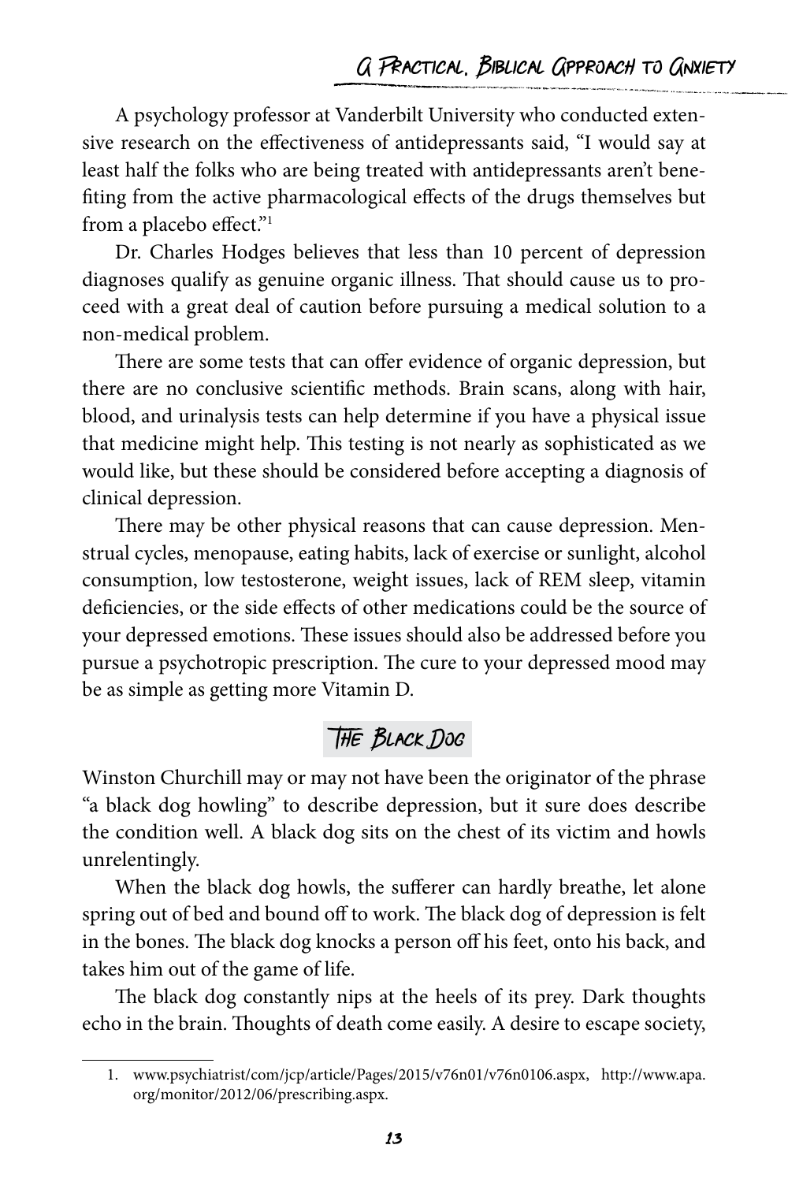A psychology professor at Vanderbilt University who conducted extensive research on the effectiveness of antidepressants said, “I would say at least half the folks who are being treated with antidepressants aren’t benefiting from the active pharmacological effects of the drugs themselves but from a placebo effect.”[1]

Dr. Charles Hodges believes that less than 10 percent of depression diagnoses qualify as genuine organic illness. That should cause us to proceed with a great deal of caution before pursuing a medical solution to a non-medical problem.

There are some tests that can offer evidence of organic depression, but there are no conclusive scientific methods. Brain scans, along with hair, blood, and urinalysis tests can help determine if you have a physical issue that medicine might help. This testing is not nearly as sophisticated as we would like, but these should be considered before accepting a diagnosis of clinical depression.

There may be other physical reasons that can cause depression. Menstrual cycles, menopause, eating habits, lack of exercise or sunlight, alcohol consumption, low testosterone, weight issues, lack of REM sleep, vitamin deficiencies, or the side effects of other medications could be the source of your depressed emotions. These issues should also be addressed before you pursue a psychotropic prescription. The cure to your depressed mood may be as simple as getting more Vitamin D.

## The Black Dog

Winston Churchill may or may not have been the originator of the phrase “a black dog howling” to describe depression, but it sure does describe the condition well. A black dog sits on the chest of its victim and howls unrelentingly.

When the black dog howls, the sufferer can hardly breathe, let alone spring out of bed and bound off to work. The black dog of depression is felt in the bones. The black dog knocks a person off his feet, onto his back, and takes him out of the game of life.

The black dog constantly nips at the heels of its prey. Dark thoughts echo in the brain. Thoughts of death come easily. A desire to escape society,

---

1. www.psychiatrist/com/jcp/article/Pages/2015/v76n01/v76n0106.aspx, http://www.apa.org/monitor/2012/06/prescribing.aspx.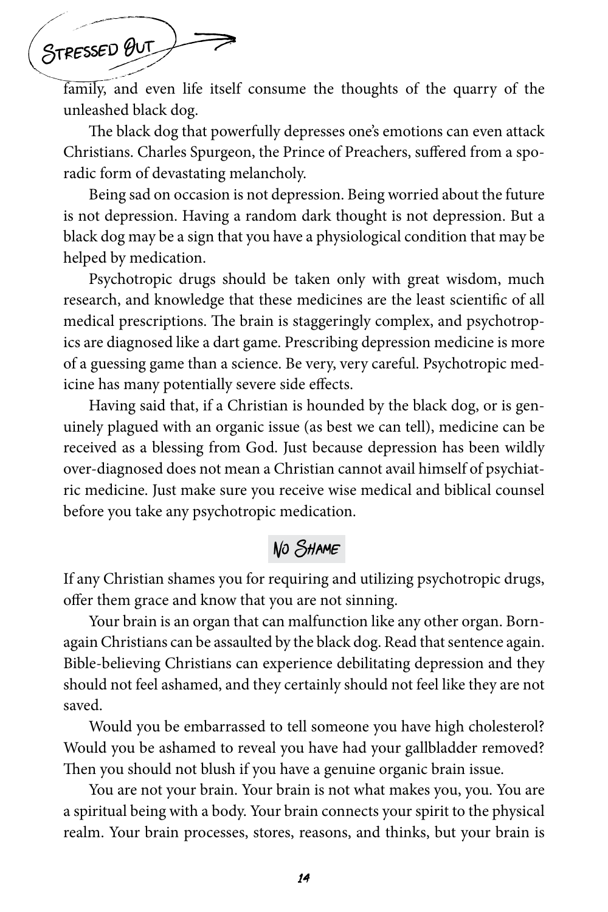family, and even life itself consume the thoughts of the quarry of the unleashed black dog.

The black dog that powerfully depresses one's emotions can even attack Christians. Charles Spurgeon, the Prince of Preachers, suffered from a sporadic form of devastating melancholy.

Being sad on occasion is not depression. Being worried about the future is not depression. Having a random dark thought is not depression. But a black dog may be a sign that you have a physiological condition that may be helped by medication.

Psychotropic drugs should be taken only with great wisdom, much research, and knowledge that these medicines are the least scientific of all medical prescriptions. The brain is staggeringly complex, and psychotropics are diagnosed like a dart game. Prescribing depression medicine is more of a guessing game than a science. Be very, very careful. Psychotropic medicine has many potentially severe side effects.

Having said that, if a Christian is hounded by the black dog, or is genuinely plagued with an organic issue (as best we can tell), medicine can be received as a blessing from God. Just because depression has been wildly over-diagnosed does not mean a Christian cannot avail himself of psychiatric medicine. Just make sure you receive wise medical and biblical counsel before you take any psychotropic medication.

## No Shame

If any Christian shames you for requiring and utilizing psychotropic drugs, offer them grace and know that you are not sinning.

Your brain is an organ that can malfunction like any other organ. Born-again Christians can be assaulted by the black dog. Read that sentence again. Bible-believing Christians can experience debilitating depression and they should not feel ashamed, and they certainly should not feel like they are not saved.

Would you be embarrassed to tell someone you have high cholesterol? Would you be ashamed to reveal you have had your gallbladder removed? Then you should not blush if you have a genuine organic brain issue.

You are not your brain. Your brain is not what makes you, you. You are a spiritual being with a body. Your brain connects your spirit to the physical realm. Your brain processes, stores, reasons, and thinks, but your brain is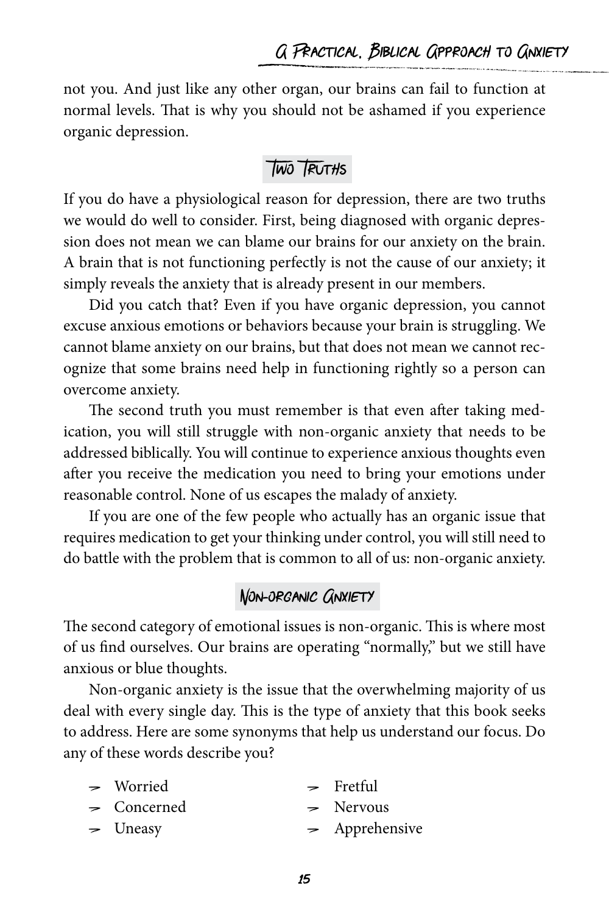not you. And just like any other organ, our brains can fail to function at normal levels. That is why you should not be ashamed if you experience organic depression.

## Two Truths

If you do have a physiological reason for depression, there are two truths we would do well to consider. First, being diagnosed with organic depression does not mean we can blame our brains for our anxiety on the brain. A brain that is not functioning perfectly is not the cause of our anxiety; it simply reveals the anxiety that is already present in our members.

Did you catch that? Even if you have organic depression, you cannot excuse anxious emotions or behaviors because your brain is struggling. We cannot blame anxiety on our brains, but that does not mean we cannot recognize that some brains need help in functioning rightly so a person can overcome anxiety.

The second truth you must remember is that even after taking medication, you will still struggle with non-organic anxiety that needs to be addressed biblically. You will continue to experience anxious thoughts even after you receive the medication you need to bring your emotions under reasonable control. None of us escapes the malady of anxiety.

If you are one of the few people who actually has an organic issue that requires medication to get your thinking under control, you will still need to do battle with the problem that is common to all of us: non-organic anxiety.

## Non-organic Anxiety

The second category of emotional issues is non-organic. This is where most of us find ourselves. Our brains are operating "normally," but we still have anxious or blue thoughts.

Non-organic anxiety is the issue that the overwhelming majority of us deal with every single day. This is the type of anxiety that this book seeks to address. Here are some synonyms that help us understand our focus. Do any of these words describe you?

- Worried
- Concerned
- Uneasy
- Fretful
- Nervous
- Apprehensive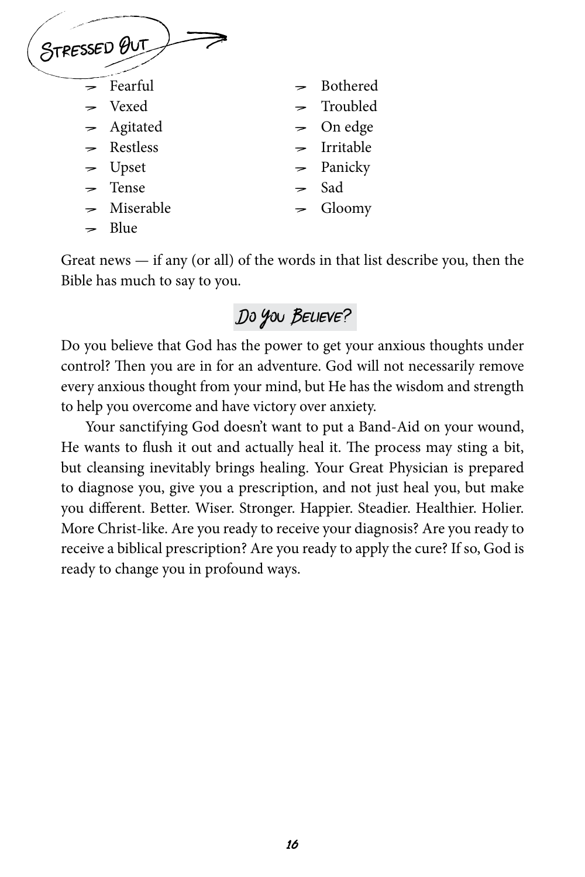## Stressed Out

- Fearful
- Vexed
- Agitated
- Restless
- Upset
- Tense
- Miserable
- Blue
- Bothered
- Troubled
- On edge
- Irritable
- Panicky
- Sad
- Gloomy

Great news — if any (or all) of the words in that list describe you, then the Bible has much to say to you.

## Do You Believe?

Do you believe that God has the power to get your anxious thoughts under control? Then you are in for an adventure. God will not necessarily remove every anxious thought from your mind, but He has the wisdom and strength to help you overcome and have victory over anxiety.

Your sanctifying God doesn't want to put a Band-Aid on your wound, He wants to flush it out and actually heal it. The process may sting a bit, but cleansing inevitably brings healing. Your Great Physician is prepared to diagnose you, give you a prescription, and not just heal you, but make you different. Better. Wiser. Stronger. Happier. Steadier. Healthier. Holier. More Christ-like. Are you ready to receive your diagnosis? Are you ready to receive a biblical prescription? Are you ready to apply the cure? If so, God is ready to change you in profound ways.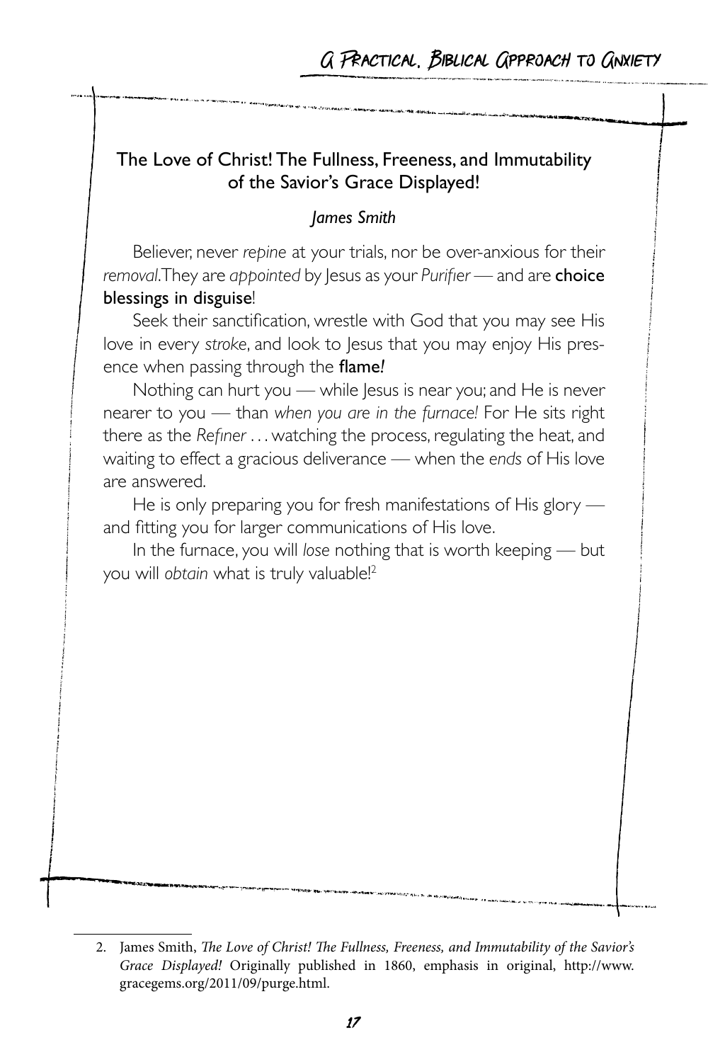### The Love of Christ! The Fullness, Freeness, and Immutability of the Savior's Grace Displayed!

*James Smith*

Believer, never *repine* at your trials, nor be over-anxious for their *removal*. They are *appointed* by Jesus as your *Purifier* — and are **choice blessings in disguise**!

Seek their sanctification, wrestle with God that you may see His love in every *stroke*, and look to Jesus that you may enjoy His presence when passing through the **flame***!*

Nothing can hurt you — while Jesus is near you; and He is never nearer to you — than *when you are in the furnace!* For He sits right there as the *Refiner* . . . watching the process, regulating the heat, and waiting to effect a gracious deliverance — when the *ends* of His love are answered.

He is only preparing you for fresh manifestations of His glory — and fitting you for larger communications of His love.

In the furnace, you will *lose* nothing that is worth keeping — but you will *obtain* what is truly valuable![2]

---

2. James Smith, *The Love of Christ! The Fullness, Freeness, and Immutability of the Savior's Grace Displayed!* Originally published in 1860, emphasis in original, http://www.gracegems.org/2011/09/purge.html.